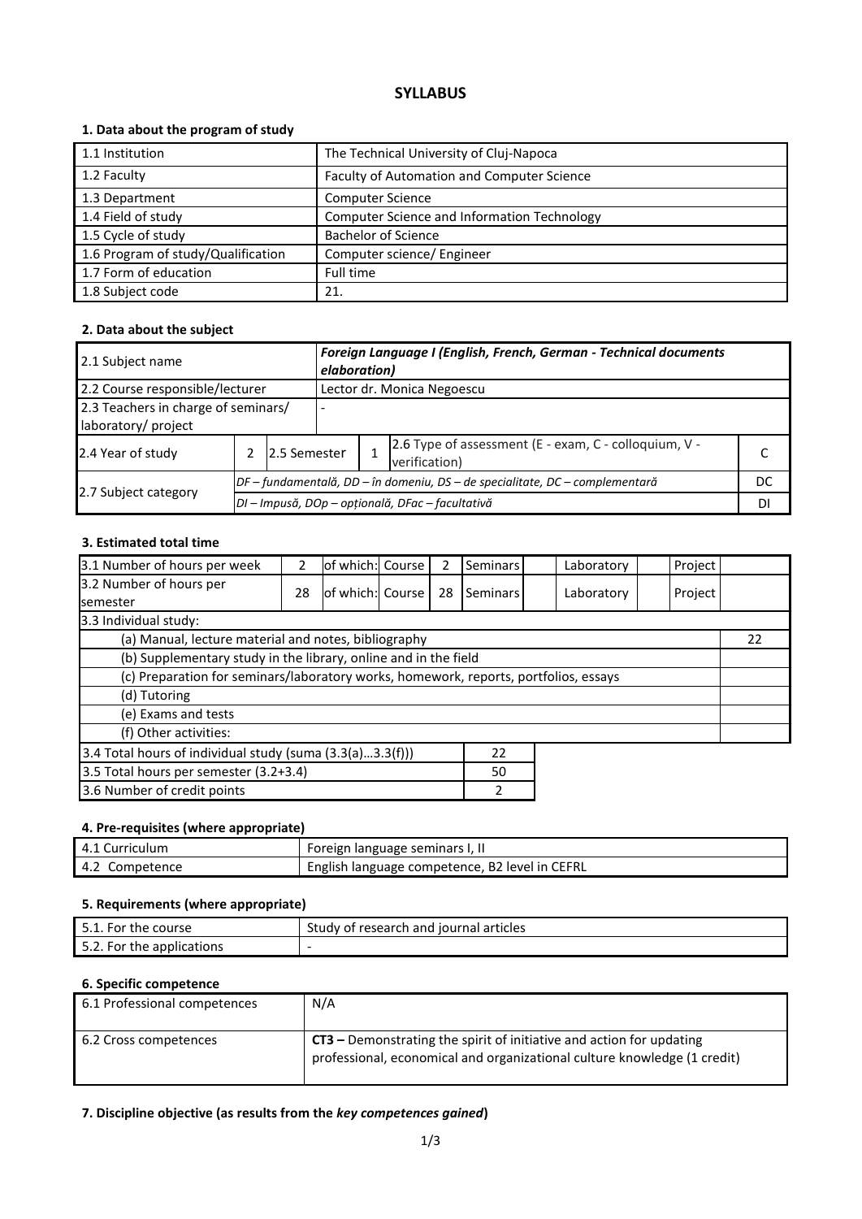# SYLLABUS

### 1. Data about the program of study

| | |
|---|---|
| 1.1 Institution | The Technical University of Cluj-Napoca |
| 1.2 Faculty | Faculty of Automation and Computer Science |
| 1.3 Department | Computer Science |
| 1.4 Field of study | Computer Science and Information Technology |
| 1.5 Cycle of study | Bachelor of Science |
| 1.6 Program of study/Qualification | Computer science/ Engineer |
| 1.7 Form of education | Full time |
| 1.8 Subject code | 21. |

### 2. Data about the subject

| | | | | | |
|---|---|---|---|---|---|
| 2.1 Subject name | ***Foreign Language I (English, French, German - Technical documents elaboration)*** | | | | |
| 2.2 Course responsible/lecturer | Lector dr. Monica Negoescu | | | | |
| 2.3 Teachers in charge of seminars/ laboratory/ project | - | | | | |
| 2.4 Year of study | 2 | 2.5 Semester | 1 | 2.6 Type of assessment (E - exam, C - colloquium, V - verification) | C |
| 2.7 Subject category | *DF – fundamentală, DD – în domeniu, DS – de specialitate, DC – complementară* | | | | DC |
| | *DI – Impusă, DOp – opțională, DFac – facultativă* | | | | DI |

### 3. Estimated total time

| | | | | | | | | | | |
|---|---|---|---|---|---|---|---|---|---|---|
| 3.1 Number of hours per week | 2 | of which: | Course | 2 | Seminars | | Laboratory | | Project | |
| 3.2 Number of hours per semester | 28 | of which: | Course | 28 | Seminars | | Laboratory | | Project | |
| 3.3 Individual study: | | | | | | | | | | |
| (a) Manual, lecture material and notes, bibliography | | | | | | | | | | 22 |
| (b) Supplementary study in the library, online and in the field | | | | | | | | | | |
| (c) Preparation for seminars/laboratory works, homework, reports, portfolios, essays | | | | | | | | | | |
| (d) Tutoring | | | | | | | | | | |
| (e) Exams and tests | | | | | | | | | | |
| (f) Other activities: | | | | | | | | | | |

| | |
|---|---|
| 3.4 Total hours of individual study (suma (3.3(a)...3.3(f))) | 22 |
| 3.5 Total hours per semester (3.2+3.4) | 50 |
| 3.6 Number of credit points | 2 |

### 4. Pre-requisites (where appropriate)

| | |
|---|---|
| 4.1 Curriculum | Foreign language seminars I, II |
| 4.2 Competence | English language competence, B2 level in CEFRL |

### 5. Requirements (where appropriate)

| | |
|---|---|
| 5.1. For the course | Study of research and journal articles |
| 5.2. For the applications | - |

### 6. Specific competence

| | |
|---|---|
| 6.1 Professional competences | N/A |
| 6.2 Cross competences | **CT3 –** Demonstrating the spirit of initiative and action for updating professional, economical and organizational culture knowledge (1 credit) |

### 7. Discipline objective (as results from the *key competences gained*)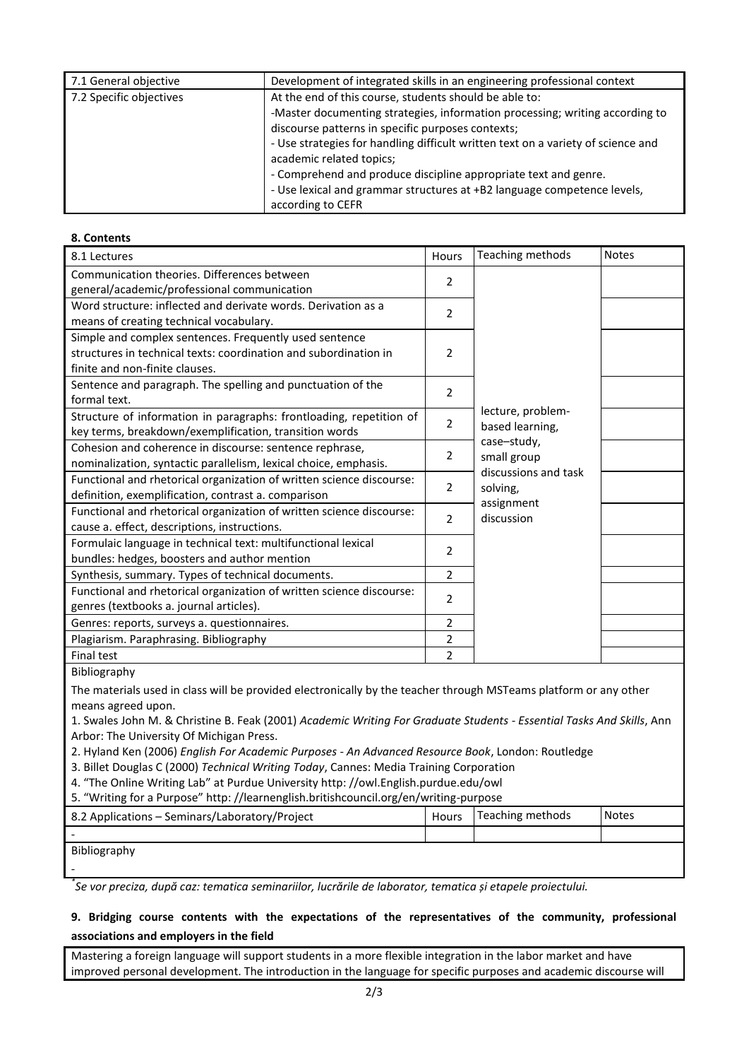| 7.1 General objective | Development of integrated skills in an engineering professional context |
| --- | --- |
| 7.2 Specific objectives | At the end of this course, students should be able to:<br>-Master documenting strategies, information processing; writing according to discourse patterns in specific purposes contexts;<br>- Use strategies for handling difficult written text on a variety of science and academic related topics;<br>- Comprehend and produce discipline appropriate text and genre.<br>- Use lexical and grammar structures at +B2 language competence levels, according to CEFR |

**8. Contents**

| 8.1 Lectures | Hours | Teaching methods | Notes |
| --- | --- | --- | --- |
| Communication theories. Differences between general/academic/professional communication | 2 | lecture, problem-based learning, case–study, small group discussions and task solving, assignment discussion | |
| Word structure: inflected and derivate words. Derivation as a means of creating technical vocabulary. | 2 | | |
| Simple and complex sentences. Frequently used sentence structures in technical texts: coordination and subordination in finite and non-finite clauses. | 2 | | |
| Sentence and paragraph. The spelling and punctuation of the formal text. | 2 | | |
| Structure of information in paragraphs: frontloading, repetition of key terms, breakdown/exemplification, transition words | 2 | | |
| Cohesion and coherence in discourse: sentence rephrase, nominalization, syntactic parallelism, lexical choice, emphasis. | 2 | | |
| Functional and rhetorical organization of written science discourse: definition, exemplification, contrast a. comparison | 2 | | |
| Functional and rhetorical organization of written science discourse: cause a. effect, descriptions, instructions. | 2 | | |
| Formulaic language in technical text: multifunctional lexical bundles: hedges, boosters and author mention | 2 | | |
| Synthesis, summary. Types of technical documents. | 2 | | |
| Functional and rhetorical organization of written science discourse: genres (textbooks a. journal articles). | 2 | | |
| Genres: reports, surveys a. questionnaires. | 2 | | |
| Plagiarism. Paraphrasing. Bibliography | 2 | | |
| Final test | 2 | | |

Bibliography

The materials used in class will be provided electronically by the teacher through MSTeams platform or any other means agreed upon.

1. Swales John M. & Christine B. Feak (2001) *Academic Writing For Graduate Students - Essential Tasks And Skills*, Ann Arbor: The University Of Michigan Press.
2. Hyland Ken (2006) *English For Academic Purposes - An Advanced Resource Book*, London: Routledge
3. Billet Douglas C (2000) *Technical Writing Today*, Cannes: Media Training Corporation
4. "The Online Writing Lab" at Purdue University http: //owl.English.purdue.edu/owl
5. "Writing for a Purpose" http: //learnenglish.britishcouncil.org/en/writing-purpose

| 8.2 Applications – Seminars/Laboratory/Project | Hours | Teaching methods | Notes |
| --- | --- | --- | --- |
| - | | | |

Bibliography

-

*[*] Se vor preciza, după caz: tematica seminariilor, lucrările de laborator, tematica și etapele proiectului.*

**9. Bridging course contents with the expectations of the representatives of the community, professional associations and employers in the field**

Mastering a foreign language will support students in a more flexible integration in the labor market and have improved personal development. The introduction in the language for specific purposes and academic discourse will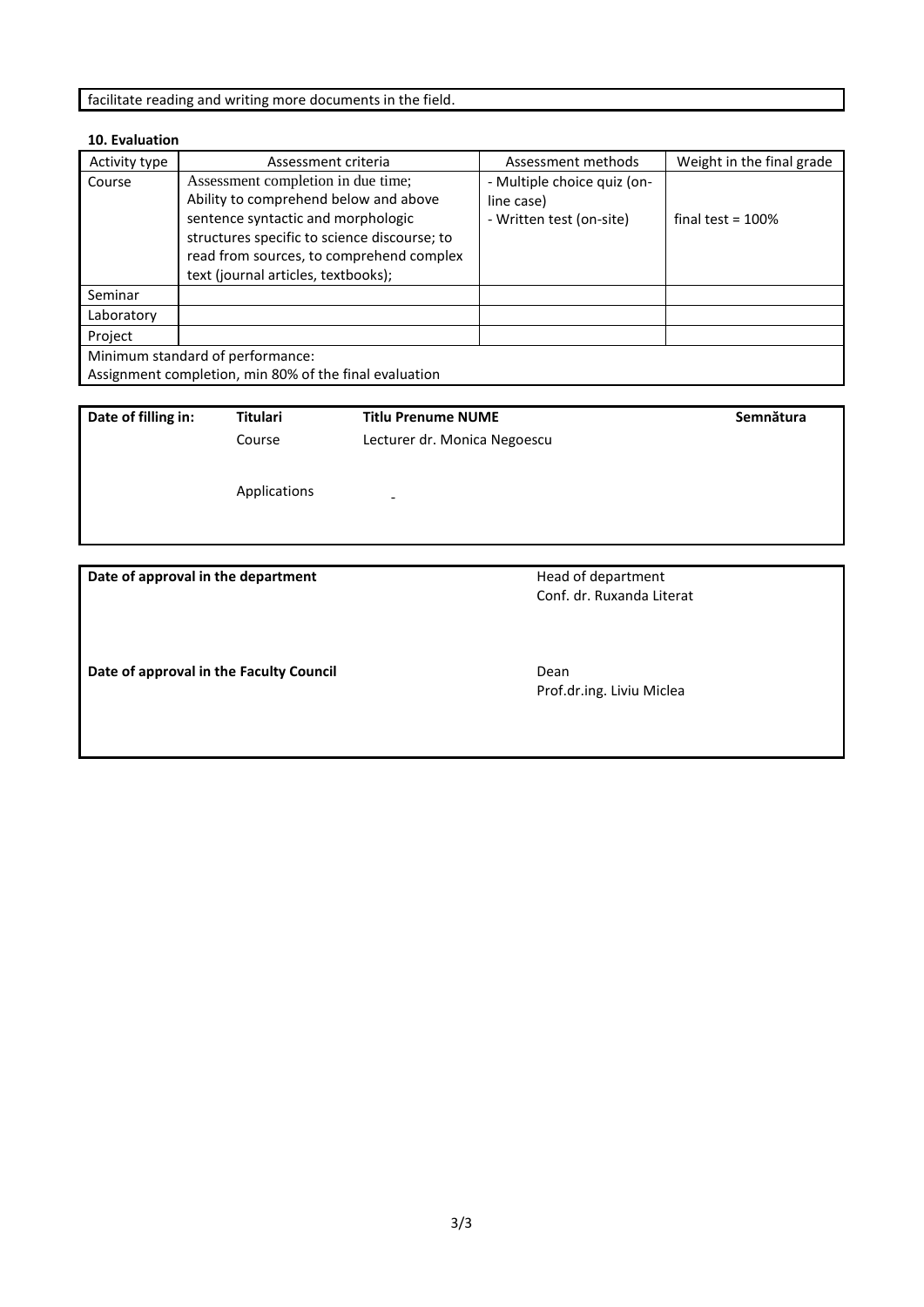facilitate reading and writing more documents in the field.

**10. Evaluation**

| Activity type | Assessment criteria | Assessment methods | Weight in the final grade |
|---|---|---|---|
| Course | Assessment completion in due time; Ability to comprehend below and above sentence syntactic and morphologic structures specific to science discourse; to read from sources, to comprehend complex text (journal articles, textbooks); | - Multiple choice quiz (on-line case)<br>- Written test (on-site) | final test = 100% |
| Seminar | | | |
| Laboratory | | | |
| Project | | | |
| Minimum standard of performance:<br>Assignment completion, min 80% of the final evaluation | | | |

| **Date of filling in:** | **Titulari** | **Titlu Prenume NUME** | **Semnătura** |
|---|---|---|---|
| | Course | Lecturer dr. Monica Negoescu | |
| | Applications | - | |

| | |
|---|---|
| **Date of approval in the department** | Head of department<br>Conf. dr. Ruxanda Literat |
| **Date of approval in the Faculty Council** | Dean<br>Prof.dr.ing. Liviu Miclea |